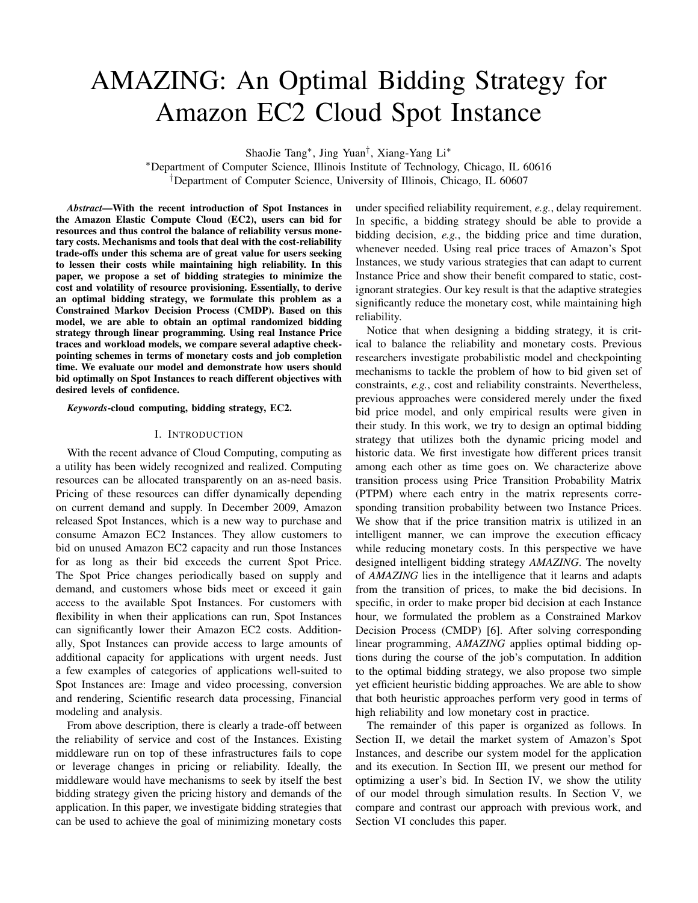# AMAZING: An Optimal Bidding Strategy for Amazon EC2 Cloud Spot Instance

ShaoJie Tang[*], Jing Yuan[†], Xiang-Yang Li[*]

[*]Department of Computer Science, Illinois Institute of Technology, Chicago, IL 60616

[†]Department of Computer Science, University of Illinois, Chicago, IL 60607

***Abstract*—With the recent introduction of Spot Instances in the Amazon Elastic Compute Cloud (EC2), users can bid for resources and thus control the balance of reliability versus monetary costs. Mechanisms and tools that deal with the cost-reliability trade-offs under this schema are of great value for users seeking to lessen their costs while maintaining high reliability. In this paper, we propose a set of bidding strategies to minimize the cost and volatility of resource provisioning. Essentially, to derive an optimal bidding strategy, we formulate this problem as a Constrained Markov Decision Process (CMDP). Based on this model, we are able to obtain an optimal randomized bidding strategy through linear programming. Using real Instance Price traces and workload models, we compare several adaptive checkpointing schemes in terms of monetary costs and job completion time. We evaluate our model and demonstrate how users should bid optimally on Spot Instances to reach different objectives with desired levels of confidence.**

***Keywords*-cloud computing, bidding strategy, EC2.**

## I. Introduction

With the recent advance of Cloud Computing, computing as a utility has been widely recognized and realized. Computing resources can be allocated transparently on an as-need basis. Pricing of these resources can differ dynamically depending on current demand and supply. In December 2009, Amazon released Spot Instances, which is a new way to purchase and consume Amazon EC2 Instances. They allow customers to bid on unused Amazon EC2 capacity and run those Instances for as long as their bid exceeds the current Spot Price. The Spot Price changes periodically based on supply and demand, and customers whose bids meet or exceed it gain access to the available Spot Instances. For customers with flexibility in when their applications can run, Spot Instances can significantly lower their Amazon EC2 costs. Additionally, Spot Instances can provide access to large amounts of additional capacity for applications with urgent needs. Just a few examples of categories of applications well-suited to Spot Instances are: Image and video processing, conversion and rendering, Scientific research data processing, Financial modeling and analysis.

From above description, there is clearly a trade-off between the reliability of service and cost of the Instances. Existing middleware run on top of these infrastructures fails to cope or leverage changes in pricing or reliability. Ideally, the middleware would have mechanisms to seek by itself the best bidding strategy given the pricing history and demands of the application. In this paper, we investigate bidding strategies that can be used to achieve the goal of minimizing monetary costs under specified reliability requirement, *e.g.*, delay requirement. In specific, a bidding strategy should be able to provide a bidding decision, *e.g.*, the bidding price and time duration, whenever needed. Using real price traces of Amazon's Spot Instances, we study various strategies that can adapt to current Instance Price and show their benefit compared to static, cost-ignorant strategies. Our key result is that the adaptive strategies significantly reduce the monetary cost, while maintaining high reliability.

Notice that when designing a bidding strategy, it is critical to balance the reliability and monetary costs. Previous researchers investigate probabilistic model and checkpointing mechanisms to tackle the problem of how to bid given set of constraints, *e.g.*, cost and reliability constraints. Nevertheless, previous approaches were considered merely under the fixed bid price model, and only empirical results were given in their study. In this work, we try to design an optimal bidding strategy that utilizes both the dynamic pricing model and historic data. We first investigate how different prices transit among each other as time goes on. We characterize above transition process using Price Transition Probability Matrix (PTPM) where each entry in the matrix represents corresponding transition probability between two Instance Prices. We show that if the price transition matrix is utilized in an intelligent manner, we can improve the execution efficacy while reducing monetary costs. In this perspective we have designed intelligent bidding strategy *AMAZING*. The novelty of *AMAZING* lies in the intelligence that it learns and adapts from the transition of prices, to make the bid decisions. In specific, in order to make proper bid decision at each Instance hour, we formulated the problem as a Constrained Markov Decision Process (CMDP) [6]. After solving corresponding linear programming, *AMAZING* applies optimal bidding options during the course of the job's computation. In addition to the optimal bidding strategy, we also propose two simple yet efficient heuristic bidding approaches. We are able to show that both heuristic approaches perform very good in terms of high reliability and low monetary cost in practice.

The remainder of this paper is organized as follows. In Section II, we detail the market system of Amazon's Spot Instances, and describe our system model for the application and its execution. In Section III, we present our method for optimizing a user's bid. In Section IV, we show the utility of our model through simulation results. In Section V, we compare and contrast our approach with previous work, and Section VI concludes this paper.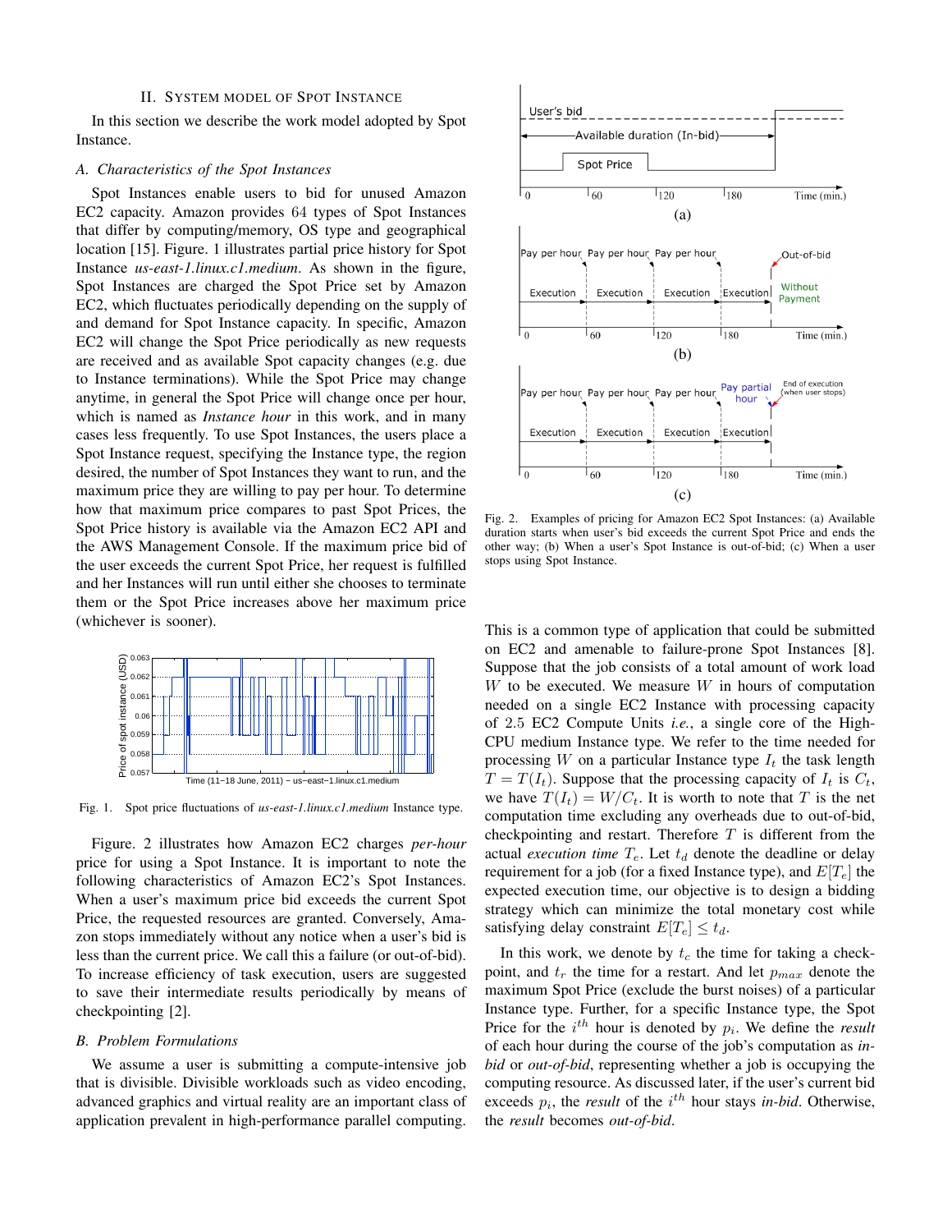## II. System Model of Spot Instance

In this section we describe the work model adopted by Spot Instance.

### A. Characteristics of the Spot Instances

Spot Instances enable users to bid for unused Amazon EC2 capacity. Amazon provides 64 types of Spot Instances that differ by computing/memory, OS type and geographical location [15]. Figure. 1 illustrates partial price history for Spot Instance *us-east-1.linux.c1.medium*. As shown in the figure, Spot Instances are charged the Spot Price set by Amazon EC2, which fluctuates periodically depending on the supply of and demand for Spot Instance capacity. In specific, Amazon EC2 will change the Spot Price periodically as new requests are received and as available Spot capacity changes (e.g. due to Instance terminations). While the Spot Price may change anytime, in general the Spot Price will change once per hour, which is named as *Instance hour* in this work, and in many cases less frequently. To use Spot Instances, the users place a Spot Instance request, specifying the Instance type, the region desired, the number of Spot Instances they want to run, and the maximum price they are willing to pay per hour. To determine how that maximum price compares to past Spot Prices, the Spot Price history is available via the Amazon EC2 API and the AWS Management Console. If the maximum price bid of the user exceeds the current Spot Price, her request is fulfilled and her Instances will run until either she chooses to terminate them or the Spot Price increases above her maximum price (whichever is sooner).

Fig. 1. Spot price fluctuations of *us-east-1.linux.c1.medium* Instance type.

Figure. 2 illustrates how Amazon EC2 charges *per-hour* price for using a Spot Instance. It is important to note the following characteristics of Amazon EC2's Spot Instances. When a user's maximum price bid exceeds the current Spot Price, the requested resources are granted. Conversely, Amazon stops immediately without any notice when a user's bid is less than the current price. We call this a failure (or out-of-bid). To increase efficiency of task execution, users are suggested to save their intermediate results periodically by means of checkpointing [2].

### B. Problem Formulations

We assume a user is submitting a compute-intensive job that is divisible. Divisible workloads such as video encoding, advanced graphics and virtual reality are an important class of application prevalent in high-performance parallel computing.

Fig. 2. Examples of pricing for Amazon EC2 Spot Instances: (a) Available duration starts when user's bid exceeds the current Spot Price and ends the other way; (b) When a user's Spot Instance is out-of-bid; (c) When a user stops using Spot Instance.

This is a common type of application that could be submitted on EC2 and amenable to failure-prone Spot Instances [8]. Suppose that the job consists of a total amount of work load $W$ to be executed. We measure $W$ in hours of computation needed on a single EC2 Instance with processing capacity of 2.5 EC2 Compute Units *i.e.*, a single core of the High-CPU medium Instance type. We refer to the time needed for processing $W$ on a particular Instance type $I_t$ the task length $T = T(I_t)$. Suppose that the processing capacity of $I_t$ is $C_t$, we have $T(I_t) = W/C_t$. It is worth to note that $T$ is the net computation time excluding any overheads due to out-of-bid, checkpointing and restart. Therefore $T$ is different from the actual *execution time* $T_e$. Let $t_d$ denote the deadline or delay requirement for a job (for a fixed Instance type), and $E[T_e]$ the expected execution time, our objective is to design a bidding strategy which can minimize the total monetary cost while satisfying delay constraint $E[T_e] \leq t_d$.

In this work, we denote by $t_c$ the time for taking a checkpoint, and $t_r$ the time for a restart. And let $p_{max}$ denote the maximum Spot Price (exclude the burst noises) of a particular Instance type. Further, for a specific Instance type, the Spot Price for the $i^{th}$ hour is denoted by $p_i$. We define the ***result*** of each hour during the course of the job's computation as *in-bid* or *out-of-bid*, representing whether a job is occupying the computing resource. As discussed later, if the user's current bid exceeds $p_i$, the *result* of the $i^{th}$ hour stays *in-bid*. Otherwise, the *result* becomes *out-of-bid*.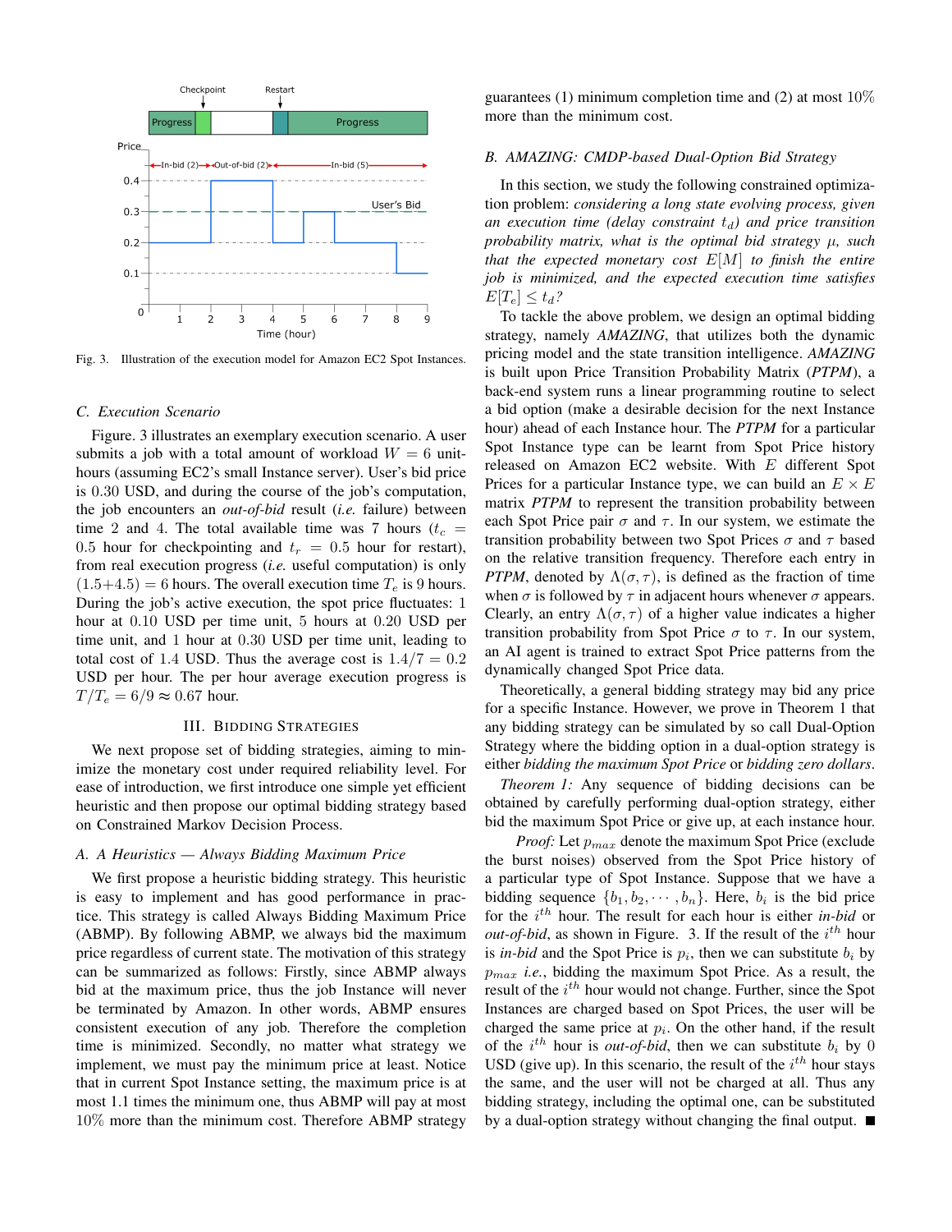Fig. 3. Illustration of the execution model for Amazon EC2 Spot Instances.

### C. Execution Scenario

Figure. 3 illustrates an exemplary execution scenario. A user submits a job with a total amount of workload $W = 6$ unit-hours (assuming EC2's small Instance server). User's bid price is 0.30 USD, and during the course of the job's computation, the job encounters an *out-of-bid* result (*i.e.* failure) between time 2 and 4. The total available time was 7 hours ($t_c = 0.5$ hour for checkpointing and $t_r = 0.5$ hour for restart), from real execution progress (*i.e.* useful computation) is only $(1.5+4.5) = 6$ hours. The overall execution time $T_e$ is 9 hours. During the job's active execution, the spot price fluctuates: 1 hour at 0.10 USD per time unit, 5 hours at 0.20 USD per time unit, and 1 hour at 0.30 USD per time unit, leading to total cost of 1.4 USD. Thus the average cost is $1.4/7 = 0.2$ USD per hour. The per hour average execution progress is $T/T_e = 6/9 \approx 0.67$ hour.

## III. Bidding Strategies

We next propose set of bidding strategies, aiming to minimize the monetary cost under required reliability level. For ease of introduction, we first introduce one simple yet efficient heuristic and then propose our optimal bidding strategy based on Constrained Markov Decision Process.

### A. A Heuristics — Always Bidding Maximum Price

We first propose a heuristic bidding strategy. This heuristic is easy to implement and has good performance in practice. This strategy is called Always Bidding Maximum Price (ABMP). By following ABMP, we always bid the maximum price regardless of current state. The motivation of this strategy can be summarized as follows: Firstly, since ABMP always bid at the maximum price, thus the job Instance will never be terminated by Amazon. In other words, ABMP ensures consistent execution of any job. Therefore the completion time is minimized. Secondly, no matter what strategy we implement, we must pay the minimum price at least. Notice that in current Spot Instance setting, the maximum price is at most 1.1 times the minimum one, thus ABMP will pay at most 10% more than the minimum cost. Therefore ABMP strategy guarantees (1) minimum completion time and (2) at most 10% more than the minimum cost.

### B. AMAZING: CMDP-based Dual-Option Bid Strategy

In this section, we study the following constrained optimization problem: *considering a long state evolving process, given an execution time (delay constraint $t_d$) and price transition probability matrix, what is the optimal bid strategy $\mu$, such that the expected monetary cost $E[M]$ to finish the entire job is minimized, and the expected execution time satisfies $E[T_e] \leq t_d$?*

To tackle the above problem, we design an optimal bidding strategy, namely *AMAZING*, that utilizes both the dynamic pricing model and the state transition intelligence. *AMAZING* is built upon Price Transition Probability Matrix (*PTPM*), a back-end system runs a linear programming routine to select a bid option (make a desirable decision for the next Instance hour) ahead of each Instance hour. The *PTPM* for a particular Spot Instance type can be learnt from Spot Price history released on Amazon EC2 website. With $E$ different Spot Prices for a particular Instance type, we can build an $E \times E$ matrix *PTPM* to represent the transition probability between each Spot Price pair $\sigma$ and $\tau$. In our system, we estimate the transition probability between two Spot Prices $\sigma$ and $\tau$ based on the relative transition frequency. Therefore each entry in *PTPM*, denoted by $\Lambda(\sigma, \tau)$, is defined as the fraction of time when $\sigma$ is followed by $\tau$ in adjacent hours whenever $\sigma$ appears. Clearly, an entry $\Lambda(\sigma, \tau)$ of a higher value indicates a higher transition probability from Spot Price $\sigma$ to $\tau$. In our system, an AI agent is trained to extract Spot Price patterns from the dynamically changed Spot Price data.

Theoretically, a general bidding strategy may bid any price for a specific Instance. However, we prove in Theorem 1 that any bidding strategy can be simulated by so call Dual-Option Strategy where the bidding option in a dual-option strategy is either *bidding the maximum Spot Price* or *bidding zero dollars*.

*Theorem 1:* Any sequence of bidding decisions can be obtained by carefully performing dual-option strategy, either bid the maximum Spot Price or give up, at each instance hour.

*Proof:* Let $p_{max}$ denote the maximum Spot Price (exclude the burst noises) observed from the Spot Price history of a particular type of Spot Instance. Suppose that we have a bidding sequence $\{b_1, b_2, \cdots, b_n\}$. Here, $b_i$ is the bid price for the $i^{th}$ hour. The result for each hour is either *in-bid* or *out-of-bid*, as shown in Figure. 3. If the result of the $i^{th}$ hour is *in-bid* and the Spot Price is $p_i$, then we can substitute $b_i$ by $p_{max}$ *i.e.*, bidding the maximum Spot Price. As a result, the result of the $i^{th}$ hour would not change. Further, since the Spot Instances are charged based on Spot Prices, the user will be charged the same price at $p_i$. On the other hand, if the result of the $i^{th}$ hour is *out-of-bid*, then we can substitute $b_i$ by 0 USD (give up). In this scenario, the result of the $i^{th}$ hour stays the same, and the user will not be charged at all. Thus any bidding strategy, including the optimal one, can be substituted by a dual-option strategy without changing the final output. ■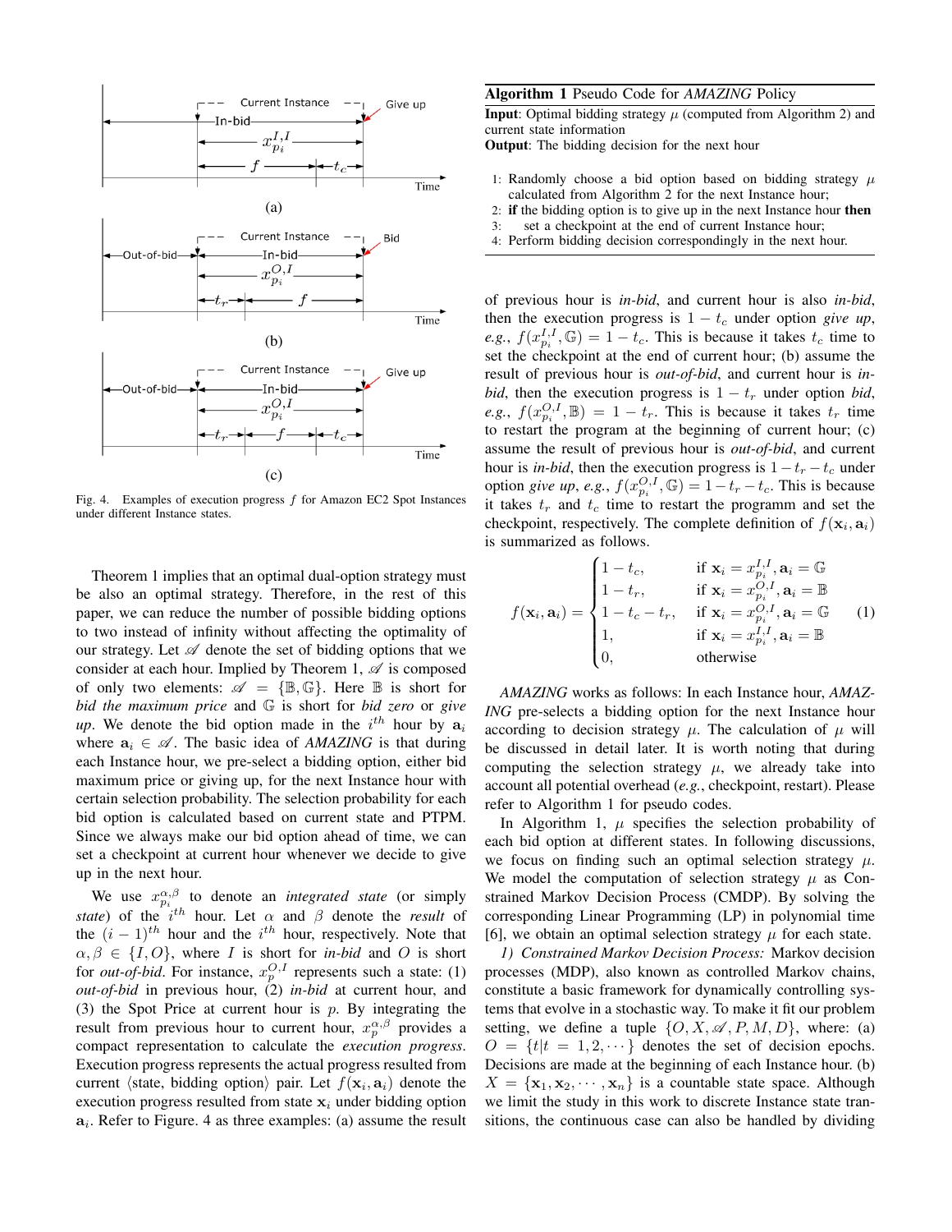Fig. 4. Examples of execution progress $f$ for Amazon EC2 Spot Instances under different Instance states.

Theorem 1 implies that an optimal dual-option strategy must be also an optimal strategy. Therefore, in the rest of this paper, we can reduce the number of possible bidding options to two instead of infinity without affecting the optimality of our strategy. Let $\mathscr{A}$ denote the set of bidding options that we consider at each hour. Implied by Theorem 1, $\mathscr{A}$ is composed of only two elements: $\mathscr{A} = \{\mathbb{B}, \mathbb{G}\}$. Here $\mathbb{B}$ is short for *bid the maximum price* and $\mathbb{G}$ is short for *bid zero* or *give up*. We denote the bid option made in the $i^{th}$ hour by $\mathbf{a}_i$ where $\mathbf{a}_i \in \mathscr{A}$. The basic idea of *AMAZING* is that during each Instance hour, we pre-select a bidding option, either bid maximum price or giving up, for the next Instance hour with certain selection probability. The selection probability for each bid option is calculated based on current state and PTPM. Since we always make our bid option ahead of time, we can set a checkpoint at current hour whenever we decide to give up in the next hour.

We use $x_{p_i}^{\alpha,\beta}$ to denote an *integrated state* (or simply *state*) of the $i^{th}$ hour. Let $\alpha$ and $\beta$ denote the *result* of the $(i-1)^{th}$ hour and the $i^{th}$ hour, respectively. Note that $\alpha, \beta \in \{I, O\}$, where $I$ is short for *in-bid* and $O$ is short for *out-of-bid*. For instance, $x_p^{O,I}$ represents such a state: (1) *out-of-bid* in previous hour, (2) *in-bid* at current hour, and (3) the Spot Price at current hour is $p$. By integrating the result from previous hour to current hour, $x_p^{\alpha,\beta}$ provides a compact representation to calculate the *execution progress*. Execution progress represents the actual progress resulted from current $\langle$state, bidding option$\rangle$ pair. Let $f(\mathbf{x}_i, \mathbf{a}_i)$ denote the execution progress resulted from state $\mathbf{x}_i$ under bidding option $\mathbf{a}_i$. Refer to Figure. 4 as three examples: (a) assume the result of previous hour is *in-bid*, and current hour is also *in-bid*, then the execution progress is $1 - t_c$ under option *give up*, *e.g.*, $f(x_{p_i}^{I,I}, \mathbb{G}) = 1 - t_c$. This is because it takes $t_c$ time to set the checkpoint at the end of current hour; (b) assume the result of previous hour is *out-of-bid*, and current hour is *in-bid*, then the execution progress is $1 - t_r$ under option *bid*, *e.g.*, $f(x_{p_i}^{O,I}, \mathbb{B}) = 1 - t_r$. This is because it takes $t_r$ time to restart the program at the beginning of current hour; (c) assume the result of previous hour is *out-of-bid*, and current hour is *in-bid*, then the execution progress is $1 - t_r - t_c$ under option *give up*, *e.g.*, $f(x_{p_i}^{O,I}, \mathbb{G}) = 1 - t_r - t_c$. This is because it takes $t_r$ and $t_c$ time to restart the programm and set the checkpoint, respectively. The complete definition of $f(\mathbf{x}_i, \mathbf{a}_i)$ is summarized as follows.

$$
f(\mathbf{x}_i, \mathbf{a}_i) = \begin{cases} 1 - t_c, & \text{if } \mathbf{x}_i = x_{p_i}^{I,I}, \mathbf{a}_i = \mathbb{G} \\ 1 - t_r, & \text{if } \mathbf{x}_i = x_{p_i}^{O,I}, \mathbf{a}_i = \mathbb{B} \\ 1 - t_c - t_r, & \text{if } \mathbf{x}_i = x_{p_i}^{O,I}, \mathbf{a}_i = \mathbb{G} \\ 1, & \text{if } \mathbf{x}_i = x_{p_i}^{I,I}, \mathbf{a}_i = \mathbb{B} \\ 0, & \text{otherwise} \end{cases} \quad (1)
$$

---

**Algorithm 1** Pseudo Code for *AMAZING* Policy

**Input**: Optimal bidding strategy $\mu$ (computed from Algorithm 2) and current state information

**Output**: The bidding decision for the next hour

1: Randomly choose a bid option based on bidding strategy $\mu$ calculated from Algorithm 2 for the next Instance hour;
2: **if** the bidding option is to give up in the next Instance hour **then**
3: &nbsp;&nbsp;&nbsp;&nbsp;set a checkpoint at the end of current Instance hour;
4: Perform bidding decision correspondingly in the next hour.

---

*AMAZING* works as follows: In each Instance hour, *AMAZING* pre-selects a bidding option for the next Instance hour according to decision strategy $\mu$. The calculation of $\mu$ will be discussed in detail later. It is worth noting that during computing the selection strategy $\mu$, we already take into account all potential overhead (*e.g.*, checkpoint, restart). Please refer to Algorithm 1 for pseudo codes.

In Algorithm 1, $\mu$ specifies the selection probability of each bid option at different states. In following discussions, we focus on finding such an optimal selection strategy $\mu$. We model the computation of selection strategy $\mu$ as Constrained Markov Decision Process (CMDP). By solving the corresponding Linear Programming (LP) in polynomial time [6], we obtain an optimal selection strategy $\mu$ for each state.

*1) Constrained Markov Decision Process:* Markov decision processes (MDP), also known as controlled Markov chains, constitute a basic framework for dynamically controlling systems that evolve in a stochastic way. To make it fit our problem setting, we define a tuple $\{O, X, \mathscr{A}, P, M, D\}$, where: (a) $O = \{t | t = 1, 2, \cdots\}$ denotes the set of decision epochs. Decisions are made at the beginning of each Instance hour. (b) $X = \{\mathbf{x}_1, \mathbf{x}_2, \cdots, \mathbf{x}_n\}$ is a countable state space. Although we limit the study in this work to discrete Instance state transitions, the continuous case can also be handled by dividing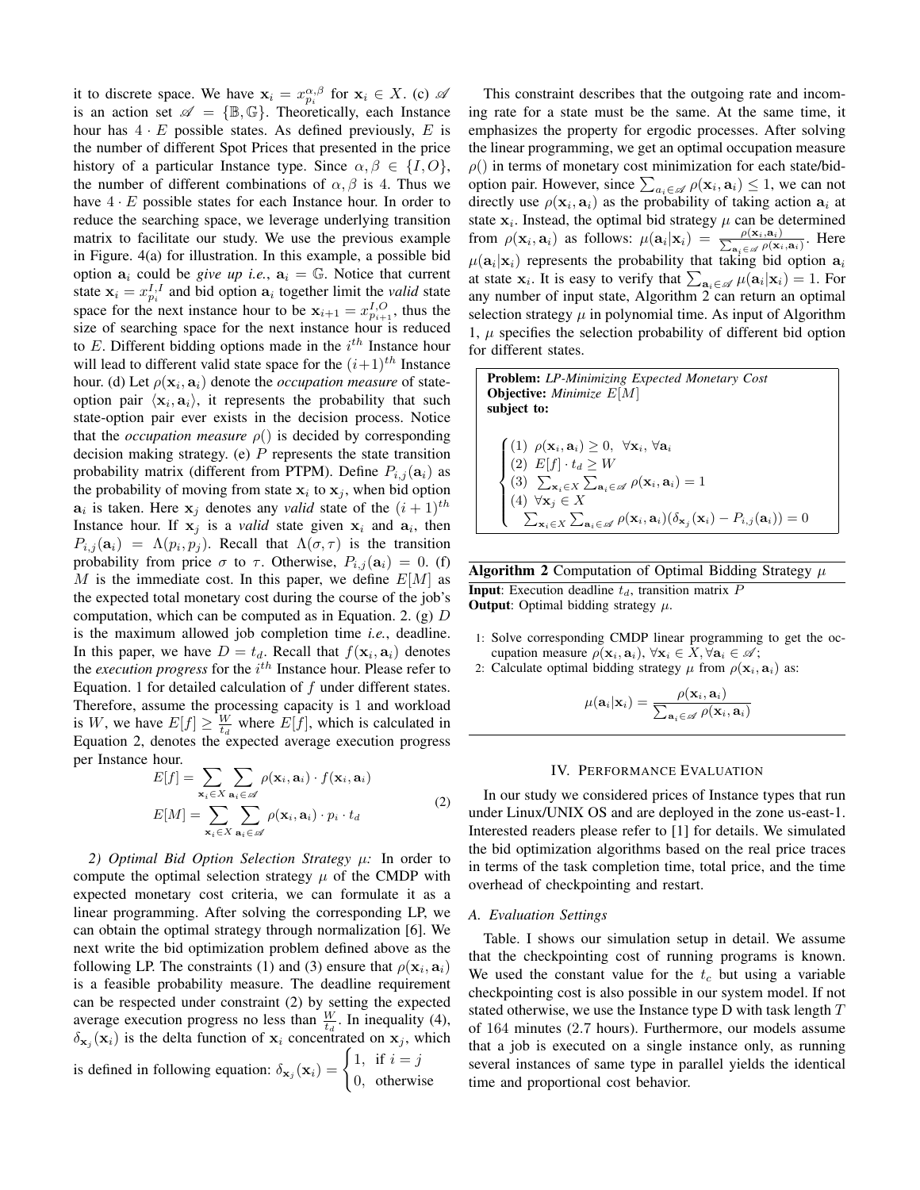it to discrete space. We have $\mathbf{x}_i = x_{p_i}^{\alpha,\beta}$ for $\mathbf{x}_i \in X$. (c) $\mathscr{A}$ is an action set $\mathscr{A} = \{\mathbb{B}, \mathbb{G}\}$. Theoretically, each Instance hour has $4 \cdot E$ possible states. As defined previously, $E$ is the number of different Spot Prices that presented in the price history of a particular Instance type. Since $\alpha, \beta \in \{I, O\}$, the number of different combinations of $\alpha, \beta$ is 4. Thus we have $4 \cdot E$ possible states for each Instance hour. In order to reduce the searching space, we leverage underlying transition matrix to facilitate our study. We use the previous example in Figure. 4(a) for illustration. In this example, a possible bid option $\mathbf{a}_i$ could be *give up i.e.*, $\mathbf{a}_i = \mathbb{G}$. Notice that current state $\mathbf{x}_i = x_{p_i}^{I,I}$ and bid option $\mathbf{a}_i$ together limit the *valid* state space for the next instance hour to be $\mathbf{x}_{i+1} = x_{p_{i+1}}^{I,O}$, thus the size of searching space for the next instance hour is reduced to $E$. Different bidding options made in the $i^{th}$ Instance hour will lead to different valid state space for the $(i+1)^{th}$ Instance hour. (d) Let $\rho(\mathbf{x}_i, \mathbf{a}_i)$ denote the *occupation measure* of state-option pair $\langle \mathbf{x}_i, \mathbf{a}_i \rangle$, it represents the probability that such state-option pair ever exists in the decision process. Notice that the *occupation measure* $\rho()$ is decided by corresponding decision making strategy. (e) $P$ represents the state transition probability matrix (different from PTPM). Define $P_{i,j}(\mathbf{a}_i)$ as the probability of moving from state $\mathbf{x}_i$ to $\mathbf{x}_j$, when bid option $\mathbf{a}_i$ is taken. Here $\mathbf{x}_j$ denotes any *valid* state of the $(i+1)^{th}$ Instance hour. If $\mathbf{x}_j$ is a *valid* state given $\mathbf{x}_i$ and $\mathbf{a}_i$, then $P_{i,j}(\mathbf{a}_i) = \Lambda(p_i, p_j)$. Recall that $\Lambda(\sigma, \tau)$ is the transition probability from price $\sigma$ to $\tau$. Otherwise, $P_{i,j}(\mathbf{a}_i) = 0$. (f) $M$ is the immediate cost. In this paper, we define $E[M]$ as the expected total monetary cost during the course of the job's computation, which can be computed as in Equation. 2. (g) $D$ is the maximum allowed job completion time *i.e.*, deadline. In this paper, we have $D = t_d$. Recall that $f(\mathbf{x}_i, \mathbf{a}_i)$ denotes the *execution progress* for the $i^{th}$ Instance hour. Please refer to Equation. 1 for detailed calculation of $f$ under different states. Therefore, assume the processing capacity is 1 and workload is $W$, we have $E[f] \geq \frac{W}{t_d}$ where $E[f]$, which is calculated in Equation 2, denotes the expected average execution progress per Instance hour.

$$
\begin{aligned}
E[f] &= \sum_{\mathbf{x}_i \in X} \sum_{\mathbf{a}_i \in \mathscr{A}} \rho(\mathbf{x}_i, \mathbf{a}_i) \cdot f(\mathbf{x}_i, \mathbf{a}_i) \\
E[M] &= \sum_{\mathbf{x}_i \in X} \sum_{\mathbf{a}_i \in \mathscr{A}} \rho(\mathbf{x}_i, \mathbf{a}_i) \cdot p_i \cdot t_d
\end{aligned}
\tag{2}
$$

*2) Optimal Bid Option Selection Strategy $\mu$:* In order to compute the optimal selection strategy $\mu$ of the CMDP with expected monetary cost criteria, we can formulate it as a linear programming. After solving the corresponding LP, we can obtain the optimal strategy through normalization [6]. We next write the bid optimization problem defined above as the following LP. The constraints (1) and (3) ensure that $\rho(\mathbf{x}_i, \mathbf{a}_i)$ is a feasible probability measure. The deadline requirement can be respected under constraint (2) by setting the expected average execution progress no less than $\frac{W}{t_d}$. In inequality (4), $\delta_{\mathbf{x}_j}(\mathbf{x}_i)$ is the delta function of $\mathbf{x}_i$ concentrated on $\mathbf{x}_j$, which is defined in following equation: $\delta_{\mathbf{x}_j}(\mathbf{x}_i) = \begin{cases} 1, & \text{if } i = j \\ 0, & \text{otherwise} \end{cases}$

This constraint describes that the outgoing rate and incoming rate for a state must be the same. At the same time, it emphasizes the property for ergodic processes. After solving the linear programming, we get an optimal occupation measure $\rho()$ in terms of monetary cost minimization for each state/bid-option pair. However, since $\sum_{a_i \in \mathscr{A}} \rho(\mathbf{x}_i, \mathbf{a}_i) \leq 1$, we can not directly use $\rho(\mathbf{x}_i, \mathbf{a}_i)$ as the probability of taking action $\mathbf{a}_i$ at state $\mathbf{x}_i$. Instead, the optimal bid strategy $\mu$ can be determined from $\rho(\mathbf{x}_i, \mathbf{a}_i)$ as follows: $\mu(\mathbf{a}_i|\mathbf{x}_i) = \frac{\rho(\mathbf{x}_i, \mathbf{a}_i)}{\sum_{\mathbf{a}_i \in \mathscr{A}} \rho(\mathbf{x}_i, \mathbf{a}_i)}$. Here $\mu(\mathbf{a}_i|\mathbf{x}_i)$ represents the probability that taking bid option $\mathbf{a}_i$ at state $\mathbf{x}_i$. It is easy to verify that $\sum_{\mathbf{a}_i \in \mathscr{A}} \mu(\mathbf{a}_i|\mathbf{x}_i) = 1$. For any number of input state, Algorithm 2 can return an optimal selection strategy $\mu$ in polynomial time. As input of Algorithm 1, $\mu$ specifies the selection probability of different bid option for different states.

**Problem:** *LP-Minimizing Expected Monetary Cost*
**Objective:** *Minimize* $E[M]$
**subject to:**

$$
\begin{cases}
(1)\ \rho(\mathbf{x}_i, \mathbf{a}_i) \geq 0, \ \ \forall \mathbf{x}_i, \forall \mathbf{a}_i \\
(2)\ E[f] \cdot t_d \geq W \\
(3)\ \sum_{\mathbf{x}_i \in X} \sum_{\mathbf{a}_i \in \mathscr{A}} \rho(\mathbf{x}_i, \mathbf{a}_i) = 1 \\
(4)\ \forall \mathbf{x}_j \in X \\
\quad \sum_{\mathbf{x}_i \in X} \sum_{\mathbf{a}_i \in \mathscr{A}} \rho(\mathbf{x}_i, \mathbf{a}_i)(\delta_{\mathbf{x}_j}(\mathbf{x}_i) - P_{i,j}(\mathbf{a}_i)) = 0
\end{cases}
$$

**Algorithm 2** Computation of Optimal Bidding Strategy $\mu$

**Input**: Execution deadline $t_d$, transition matrix $P$
**Output**: Optimal bidding strategy $\mu$.

1: Solve corresponding CMDP linear programming to get the occupation measure $\rho(\mathbf{x}_i, \mathbf{a}_i)$, $\forall \mathbf{x}_i \in X, \forall \mathbf{a}_i \in \mathscr{A}$;
2: Calculate optimal bidding strategy $\mu$ from $\rho(\mathbf{x}_i, \mathbf{a}_i)$ as:

$$
\mu(\mathbf{a}_i|\mathbf{x}_i) = \frac{\rho(\mathbf{x}_i, \mathbf{a}_i)}{\sum_{\mathbf{a}_i \in \mathscr{A}} \rho(\mathbf{x}_i, \mathbf{a}_i)}
$$

## IV. Performance Evaluation

In our study we considered prices of Instance types that run under Linux/UNIX OS and are deployed in the zone us-east-1. Interested readers please refer to [1] for details. We simulated the bid optimization algorithms based on the real price traces in terms of the task completion time, total price, and the time overhead of checkpointing and restart.

### A. Evaluation Settings

Table. I shows our simulation setup in detail. We assume that the checkpointing cost of running programs is known. We used the constant value for the $t_c$ but using a variable checkpointing cost is also possible in our system model. If not stated otherwise, we use the Instance type D with task length $T$ of 164 minutes (2.7 hours). Furthermore, our models assume that a job is executed on a single instance only, as running several instances of same type in parallel yields the identical time and proportional cost behavior.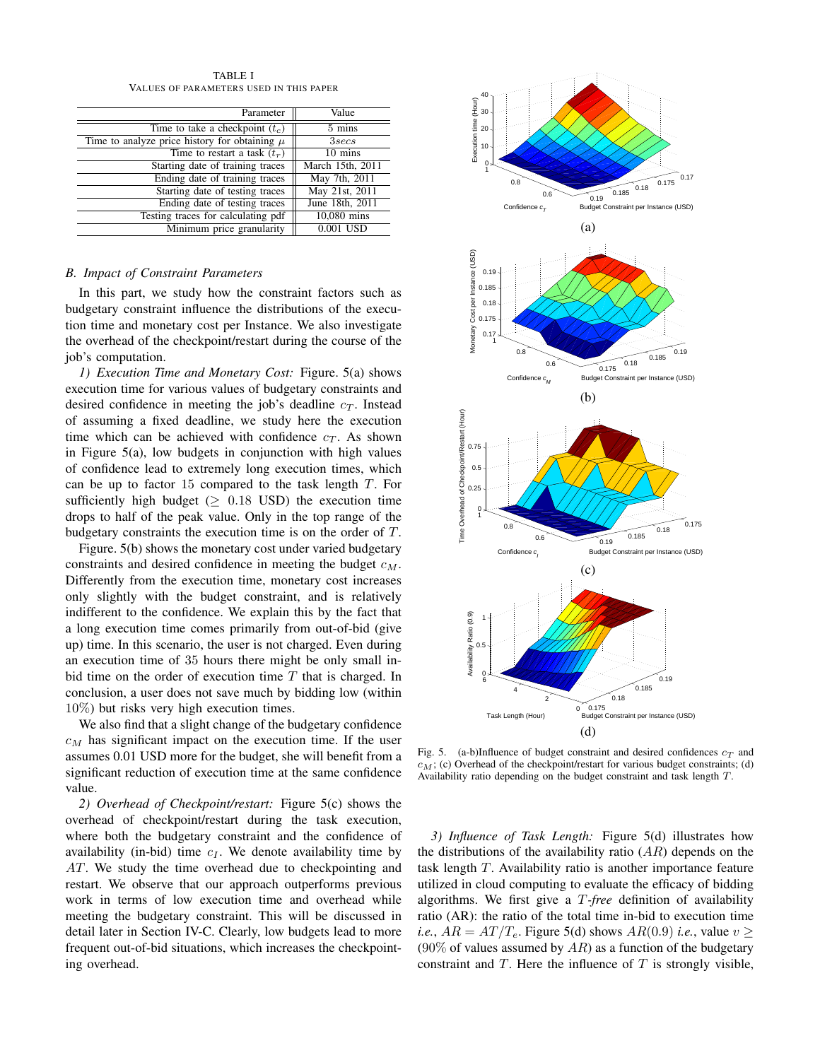TABLE I
VALUES OF PARAMETERS USED IN THIS PAPER

| Parameter | Value |
|---|---|
| Time to take a checkpoint ($t_c$) | 5 mins |
| Time to analyze price history for obtaining $\mu$ | $3secs$ |
| Time to restart a task ($t_r$) | 10 mins |
| Starting date of training traces | March 15th, 2011 |
| Ending date of training traces | May 7th, 2011 |
| Starting date of testing traces | May 21st, 2011 |
| Ending date of testing traces | June 18th, 2011 |
| Testing traces for calculating pdf | 10,080 mins |
| Minimum price granularity | 0.001 USD |

### B. Impact of Constraint Parameters

In this part, we study how the constraint factors such as budgetary constraint influence the distributions of the execution time and monetary cost per Instance. We also investigate the overhead of the checkpoint/restart during the course of the job's computation.

*1) Execution Time and Monetary Cost:* Figure. 5(a) shows execution time for various values of budgetary constraints and desired confidence in meeting the job's deadline $c_T$. Instead of assuming a fixed deadline, we study here the execution time which can be achieved with confidence $c_T$. As shown in Figure 5(a), low budgets in conjunction with high values of confidence lead to extremely long execution times, which can be up to factor 15 compared to the task length $T$. For sufficiently high budget ($\geq 0.18$ USD) the execution time drops to half of the peak value. Only in the top range of the budgetary constraints the execution time is on the order of $T$.

Figure. 5(b) shows the monetary cost under varied budgetary constraints and desired confidence in meeting the budget $c_M$. Differently from the execution time, monetary cost increases only slightly with the budget constraint, and is relatively indifferent to the confidence. We explain this by the fact that a long execution time comes primarily from out-of-bid (give up) time. In this scenario, the user is not charged. Even during an execution time of 35 hours there might be only small in-bid time on the order of execution time $T$ that is charged. In conclusion, a user does not save much by bidding low (within 10%) but risks very high execution times.

We also find that a slight change of the budgetary confidence $c_M$ has significant impact on the execution time. If the user assumes 0.01 USD more for the budget, she will benefit from a significant reduction of execution time at the same confidence value.

*2) Overhead of Checkpoint/restart:* Figure 5(c) shows the overhead of checkpoint/restart during the task execution, where both the budgetary constraint and the confidence of availability (in-bid) time $c_I$. We denote availability time by $AT$. We study the time overhead due to checkpointing and restart. We observe that our approach outperforms previous work in terms of low execution time and overhead while meeting the budgetary constraint. This will be discussed in detail later in Section IV-C. Clearly, low budgets lead to more frequent out-of-bid situations, which increases the checkpointing overhead.

Fig. 5. (a-b)Influence of budget constraint and desired confidences $c_T$ and $c_M$; (c) Overhead of the checkpoint/restart for various budget constraints; (d) Availability ratio depending on the budget constraint and task length $T$.

*3) Influence of Task Length:* Figure 5(d) illustrates how the distributions of the availability ratio ($AR$) depends on the task length $T$. Availability ratio is another importance feature utilized in cloud computing to evaluate the efficacy of bidding algorithms. We first give a $T$-*free* definition of availability ratio (AR): the ratio of the total time in-bid to execution time *i.e.*, $AR = AT/T_e$. Figure 5(d) shows $AR(0.9)$ *i.e.*, value $v \geq$ (90% of values assumed by $AR$) as a function of the budgetary constraint and $T$. Here the influence of $T$ is strongly visible,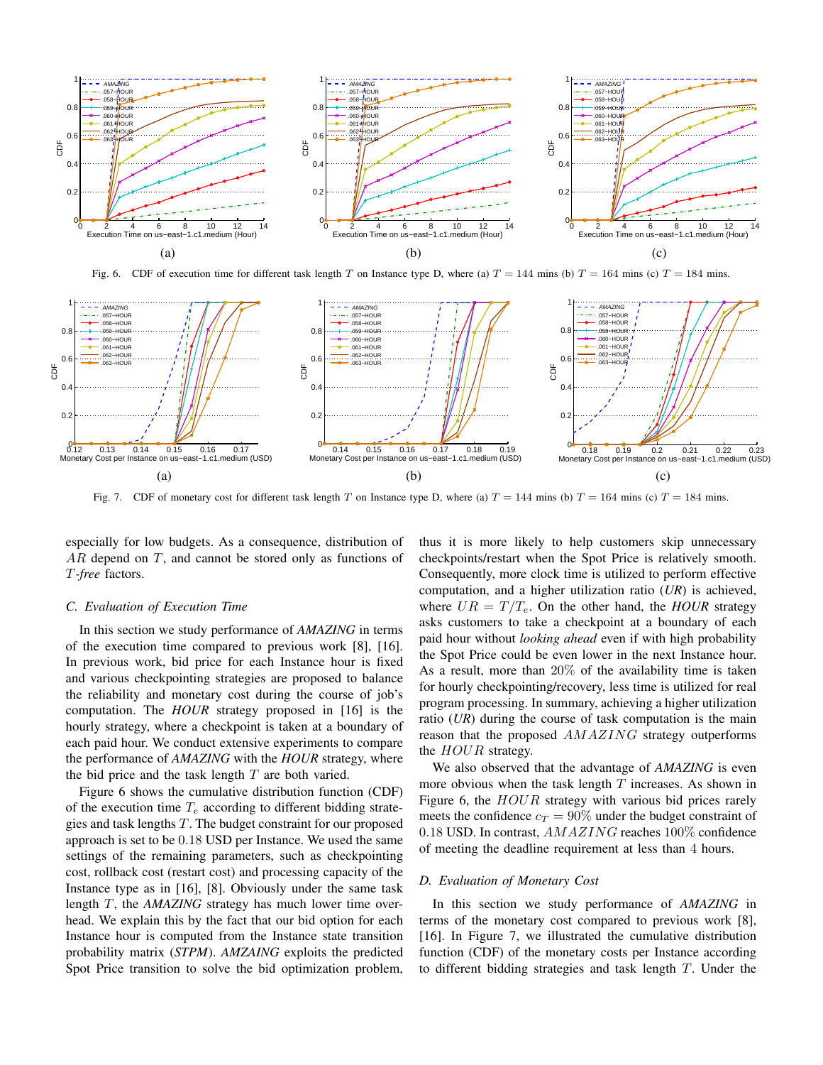Fig. 6. CDF of execution time for different task length $T$ on Instance type D, where (a) $T = 144$ mins (b) $T = 164$ mins (c) $T = 184$ mins.

Fig. 7. CDF of monetary cost for different task length $T$ on Instance type D, where (a) $T = 144$ mins (b) $T = 164$ mins (c) $T = 184$ mins.

especially for low budgets. As a consequence, distribution of $AR$ depend on $T$, and cannot be stored only as functions of $T$-*free* factors.

### C. Evaluation of Execution Time

In this section we study performance of *AMAZING* in terms of the execution time compared to previous work [8], [16]. In previous work, bid price for each Instance hour is fixed and various checkpointing strategies are proposed to balance the reliability and monetary cost during the course of job's computation. The *HOUR* strategy proposed in [16] is the hourly strategy, where a checkpoint is taken at a boundary of each paid hour. We conduct extensive experiments to compare the performance of *AMAZING* with the *HOUR* strategy, where the bid price and the task length $T$ are both varied.

Figure 6 shows the cumulative distribution function (CDF) of the execution time $T_e$ according to different bidding strategies and task lengths $T$. The budget constraint for our proposed approach is set to be 0.18 USD per Instance. We used the same settings of the remaining parameters, such as checkpointing cost, rollback cost (restart cost) and processing capacity of the Instance type as in [16], [8]. Obviously under the same task length $T$, the *AMAZING* strategy has much lower time overhead. We explain this by the fact that our bid option for each Instance hour is computed from the Instance state transition probability matrix (*STPM*). *AMZAING* exploits the predicted Spot Price transition to solve the bid optimization problem, thus it is more likely to help customers skip unnecessary checkpoints/restart when the Spot Price is relatively smooth. Consequently, more clock time is utilized to perform effective computation, and a higher utilization ratio (*UR*) is achieved, where $UR = T/T_e$. On the other hand, the *HOUR* strategy asks customers to take a checkpoint at a boundary of each paid hour without *looking ahead* even if with high probability the Spot Price could be even lower in the next Instance hour. As a result, more than 20% of the availability time is taken for hourly checkpointing/recovery, less time is utilized for real program processing. In summary, achieving a higher utilization ratio (*UR*) during the course of task computation is the main reason that the proposed $AMAZING$ strategy outperforms the $HOUR$ strategy.

We also observed that the advantage of *AMAZING* is even more obvious when the task length $T$ increases. As shown in Figure 6, the $HOUR$ strategy with various bid prices rarely meets the confidence $c_T = 90\%$ under the budget constraint of 0.18 USD. In contrast, $AMAZING$ reaches 100% confidence of meeting the deadline requirement at less than 4 hours.

### D. Evaluation of Monetary Cost

In this section we study performance of *AMAZING* in terms of the monetary cost compared to previous work [8], [16]. In Figure 7, we illustrated the cumulative distribution function (CDF) of the monetary costs per Instance according to different bidding strategies and task length $T$. Under the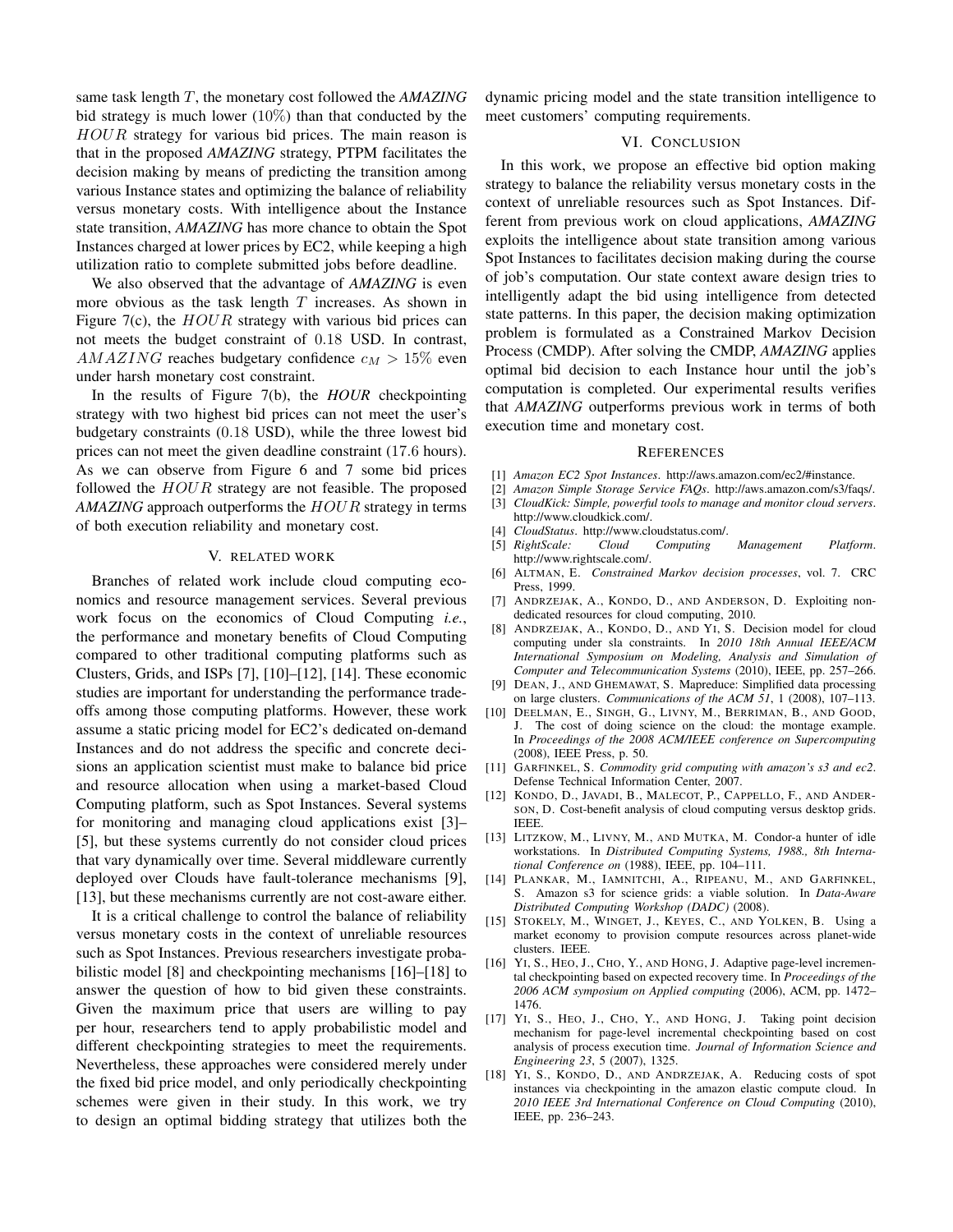same task length $T$, the monetary cost followed the *AMAZING* bid strategy is much lower (10%) than that conducted by the $HOUR$ strategy for various bid prices. The main reason is that in the proposed *AMAZING* strategy, PTPM facilitates the decision making by means of predicting the transition among various Instance states and optimizing the balance of reliability versus monetary costs. With intelligence about the Instance state transition, *AMAZING* has more chance to obtain the Spot Instances charged at lower prices by EC2, while keeping a high utilization ratio to complete submitted jobs before deadline.

We also observed that the advantage of *AMAZING* is even more obvious as the task length $T$ increases. As shown in Figure 7(c), the $HOUR$ strategy with various bid prices can not meets the budget constraint of 0.18 USD. In contrast, $AMAZING$ reaches budgetary confidence $c_M > 15\%$ even under harsh monetary cost constraint.

In the results of Figure 7(b), the *HOUR* checkpointing strategy with two highest bid prices can not meet the user's budgetary constraints (0.18 USD), while the three lowest bid prices can not meet the given deadline constraint (17.6 hours). As we can observe from Figure 6 and 7 some bid prices followed the $HOUR$ strategy are not feasible. The proposed *AMAZING* approach outperforms the $HOUR$ strategy in terms of both execution reliability and monetary cost.

## V. Related Work

Branches of related work include cloud computing economics and resource management services. Several previous work focus on the economics of Cloud Computing *i.e.*, the performance and monetary benefits of Cloud Computing compared to other traditional computing platforms such as Clusters, Grids, and ISPs [7], [10]–[12], [14]. These economic studies are important for understanding the performance tradeoffs among those computing platforms. However, these work assume a static pricing model for EC2's dedicated on-demand Instances and do not address the specific and concrete decisions an application scientist must make to balance bid price and resource allocation when using a market-based Cloud Computing platform, such as Spot Instances. Several systems for monitoring and managing cloud applications exist [3]–[5], but these systems currently do not consider cloud prices that vary dynamically over time. Several middleware currently deployed over Clouds have fault-tolerance mechanisms [9], [13], but these mechanisms currently are not cost-aware either.

It is a critical challenge to control the balance of reliability versus monetary costs in the context of unreliable resources such as Spot Instances. Previous researchers investigate probabilistic model [8] and checkpointing mechanisms [16]–[18] to answer the question of how to bid given these constraints. Given the maximum price that users are willing to pay per hour, researchers tend to apply probabilistic model and different checkpointing strategies to meet the requirements. Nevertheless, these approaches were considered merely under the fixed bid price model, and only periodically checkpointing schemes were given in their study. In this work, we try to design an optimal bidding strategy that utilizes both the dynamic pricing model and the state transition intelligence to meet customers' computing requirements.

## VI. Conclusion

In this work, we propose an effective bid option making strategy to balance the reliability versus monetary costs in the context of unreliable resources such as Spot Instances. Different from previous work on cloud applications, *AMAZING* exploits the intelligence about state transition among various Spot Instances to facilitates decision making during the course of job's computation. Our state context aware design tries to intelligently adapt the bid using intelligence from detected state patterns. In this paper, the decision making optimization problem is formulated as a Constrained Markov Decision Process (CMDP). After solving the CMDP, *AMAZING* applies optimal bid decision to each Instance hour until the job's computation is completed. Our experimental results verifies that *AMAZING* outperforms previous work in terms of both execution time and monetary cost.

## References

[1] *Amazon EC2 Spot Instances*. http://aws.amazon.com/ec2/#instance.

[2] *Amazon Simple Storage Service FAQs*. http://aws.amazon.com/s3/faqs/.

[3] *CloudKick: Simple, powerful tools to manage and monitor cloud servers*. http://www.cloudkick.com/.

[4] *CloudStatus*. http://www.cloudstatus.com/.

[5] *RightScale: Cloud Computing Management Platform*. http://www.rightscale.com/.

[6] Altman, E. *Constrained Markov decision processes*, vol. 7. CRC Press, 1999.

[7] Andrzejak, A., Kondo, D., and Anderson, D. Exploiting non-dedicated resources for cloud computing, 2010.

[8] Andrzejak, A., Kondo, D., and Yi, S. Decision model for cloud computing under sla constraints. In *2010 18th Annual IEEE/ACM International Symposium on Modeling, Analysis and Simulation of Computer and Telecommunication Systems* (2010), IEEE, pp. 257–266.

[9] Dean, J., and Ghemawat, S. Mapreduce: Simplified data processing on large clusters. *Communications of the ACM 51*, 1 (2008), 107–113.

[10] Deelman, E., Singh, G., Livny, M., Berriman, B., and Good, J. The cost of doing science on the cloud: the montage example. In *Proceedings of the 2008 ACM/IEEE conference on Supercomputing* (2008), IEEE Press, p. 50.

[11] Garfinkel, S. *Commodity grid computing with amazon's s3 and ec2*. Defense Technical Information Center, 2007.

[12] Kondo, D., Javadi, B., Malecot, P., Cappello, F., and Anderson, D. Cost-benefit analysis of cloud computing versus desktop grids. IEEE.

[13] Litzkow, M., Livny, M., and Mutka, M. Condor-a hunter of idle workstations. In *Distributed Computing Systems, 1988., 8th International Conference on* (1988), IEEE, pp. 104–111.

[14] Plankar, M., Iamnitchi, A., Ripeanu, M., and Garfinkel, S. Amazon s3 for science grids: a viable solution. In *Data-Aware Distributed Computing Workshop (DADC)* (2008).

[15] Stokely, M., Winget, J., Keyes, C., and Yolken, B. Using a market economy to provision compute resources across planet-wide clusters. IEEE.

[16] Yi, S., Heo, J., Cho, Y., and Hong, J. Adaptive page-level incremental checkpointing based on expected recovery time. In *Proceedings of the 2006 ACM symposium on Applied computing* (2006), ACM, pp. 1472–1476.

[17] Yi, S., Heo, J., Cho, Y., and Hong, J. Taking point decision mechanism for page-level incremental checkpointing based on cost analysis of process execution time. *Journal of Information Science and Engineering 23*, 5 (2007), 1325.

[18] Yi, S., Kondo, D., and Andrzejak, A. Reducing costs of spot instances via checkpointing in the amazon elastic compute cloud. In *2010 IEEE 3rd International Conference on Cloud Computing* (2010), IEEE, pp. 236–243.